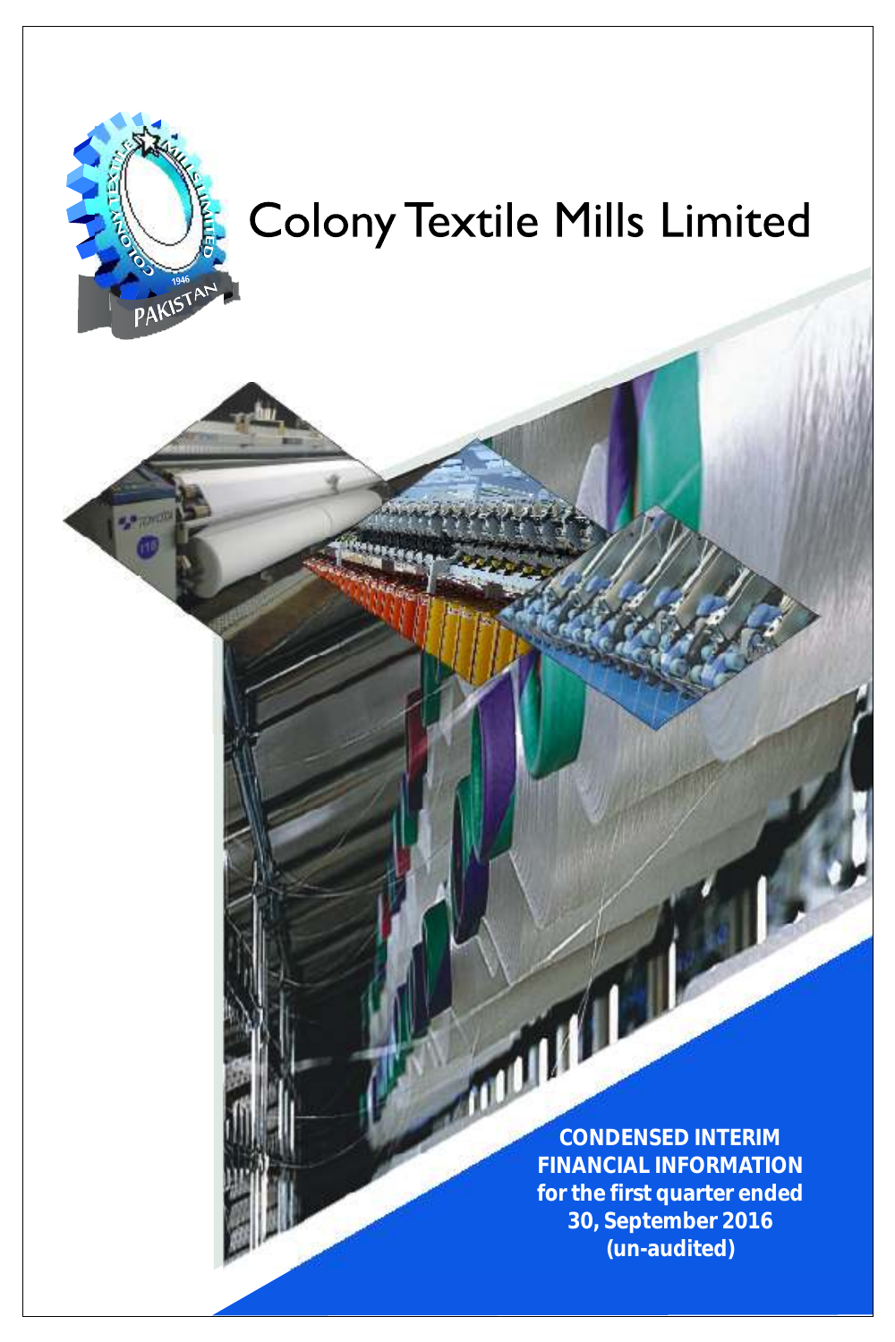# Colony Textile Mills Limited

**CONDENSED INTERIM FINANCIAL INFORMATION for the first quarter ended 30, September 2016 (un-audited)**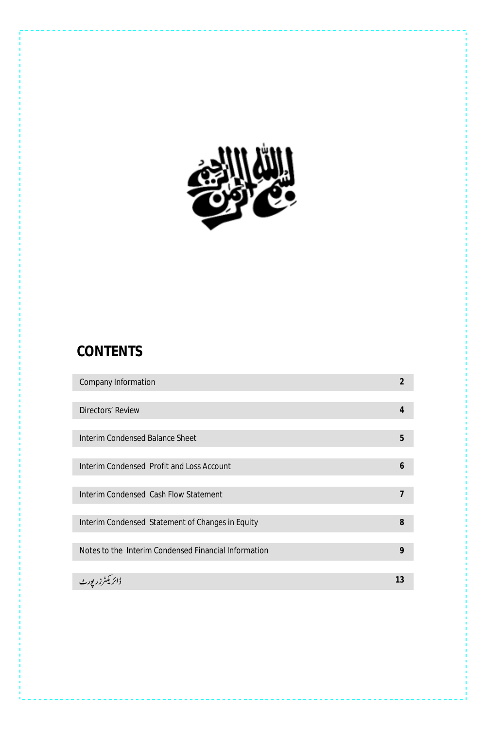## CONTENTS

| | |
|---|---|
| Company Information | 2 |
| Directors' Review | 4 |
| Interim Condensed Balance Sheet | 5 |
| Interim Condensed Profit and Loss Account | 6 |
| Interim Condensed Cash Flow Statement | 7 |
| Interim Condensed Statement of Changes in Equity | 8 |
| Notes to the Interim Condensed Financial Information | 9 |
| ڈائریکٹرز رپورٹ | 13 |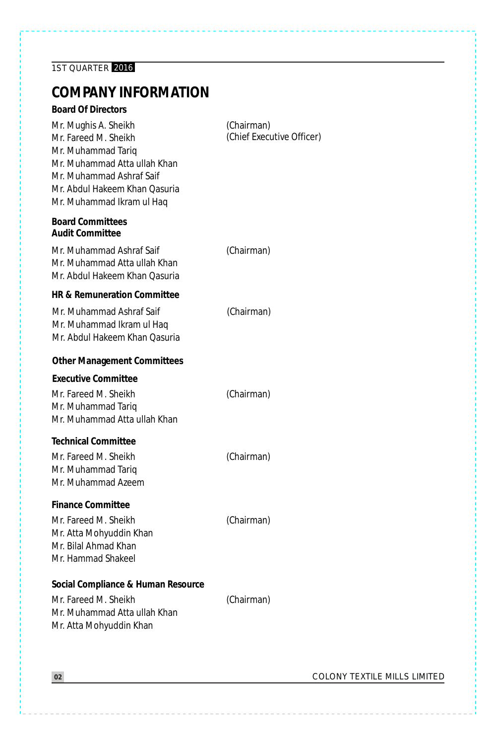# COMPANY INFORMATION

### Board Of Directors

| | |
|---|---|
| Mr. Mughis A. Sheikh | (Chairman) |
| Mr. Fareed M. Sheikh | (Chief Executive Officer) |
| Mr. Muhammad Tariq | |
| Mr. Muhammad Atta ullah Khan | |
| Mr. Muhammad Ashraf Saif | |
| Mr. Abdul Hakeem Khan Qasuria | |
| Mr. Muhammad Ikram ul Haq | |

### Board Committees

#### Audit Committee

| | |
|---|---|
| Mr. Muhammad Ashraf Saif | (Chairman) |
| Mr. Muhammad Atta ullah Khan | |
| Mr. Abdul Hakeem Khan Qasuria | |

#### HR & Remuneration Committee

| | |
|---|---|
| Mr. Muhammad Ashraf Saif | (Chairman) |
| Mr. Muhammad Ikram ul Haq | |
| Mr. Abdul Hakeem Khan Qasuria | |

### Other Management Committees

#### Executive Committee

| | |
|---|---|
| Mr. Fareed M. Sheikh | (Chairman) |
| Mr. Muhammad Tariq | |
| Mr. Muhammad Atta ullah Khan | |

#### Technical Committee

| | |
|---|---|
| Mr. Fareed M. Sheikh | (Chairman) |
| Mr. Muhammad Tariq | |
| Mr. Muhammad Azeem | |

#### Finance Committee

| | |
|---|---|
| Mr. Fareed M. Sheikh | (Chairman) |
| Mr. Atta Mohyuddin Khan | |
| Mr. Bilal Ahmad Khan | |
| Mr. Hammad Shakeel | |

#### Social Compliance & Human Resource

| | |
|---|---|
| Mr. Fareed M. Sheikh | (Chairman) |
| Mr. Muhammad Atta ullah Khan | |
| Mr. Atta Mohyuddin Khan | |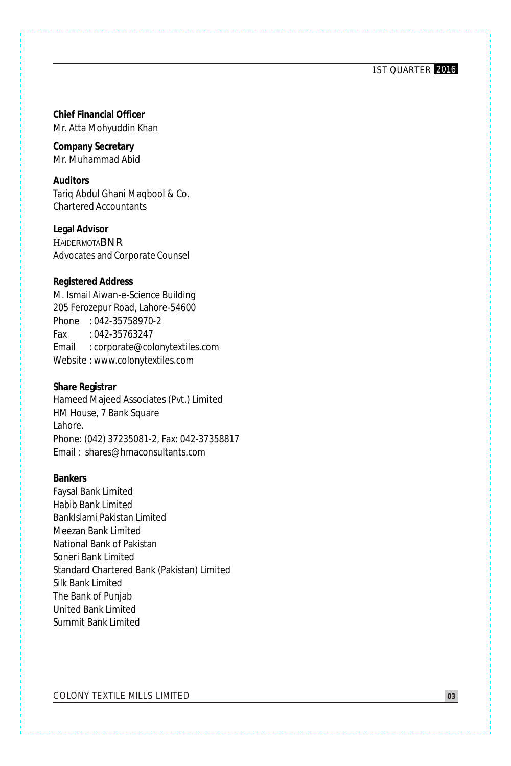**Chief Financial Officer**
Mr. Atta Mohyuddin Khan

**Company Secretary**
Mr. Muhammad Abid

**Auditors**
Tariq Abdul Ghani Maqbool & Co.
Chartered Accountants

**Legal Advisor**
HAIDERMOTABNR
Advocates and Corporate Counsel

**Registered Address**
M. Ismail Aiwan-e-Science Building
205 Ferozepur Road, Lahore-54600
Phone : 042-35758970-2
Fax : 042-35763247
Email : corporate@colonytextiles.com
Website : www.colonytextiles.com

**Share Registrar**
Hameed Majeed Associates (Pvt.) Limited
HM House, 7 Bank Square
Lahore.
Phone: (042) 37235081-2, Fax: 042-37358817
Email : shares@hmaconsultants.com

**Bankers**
Faysal Bank Limited
Habib Bank Limited
BankIslami Pakistan Limited
Meezan Bank Limited
National Bank of Pakistan
Soneri Bank Limited
Standard Chartered Bank (Pakistan) Limited
Silk Bank Limited
The Bank of Punjab
United Bank Limited
Summit Bank Limited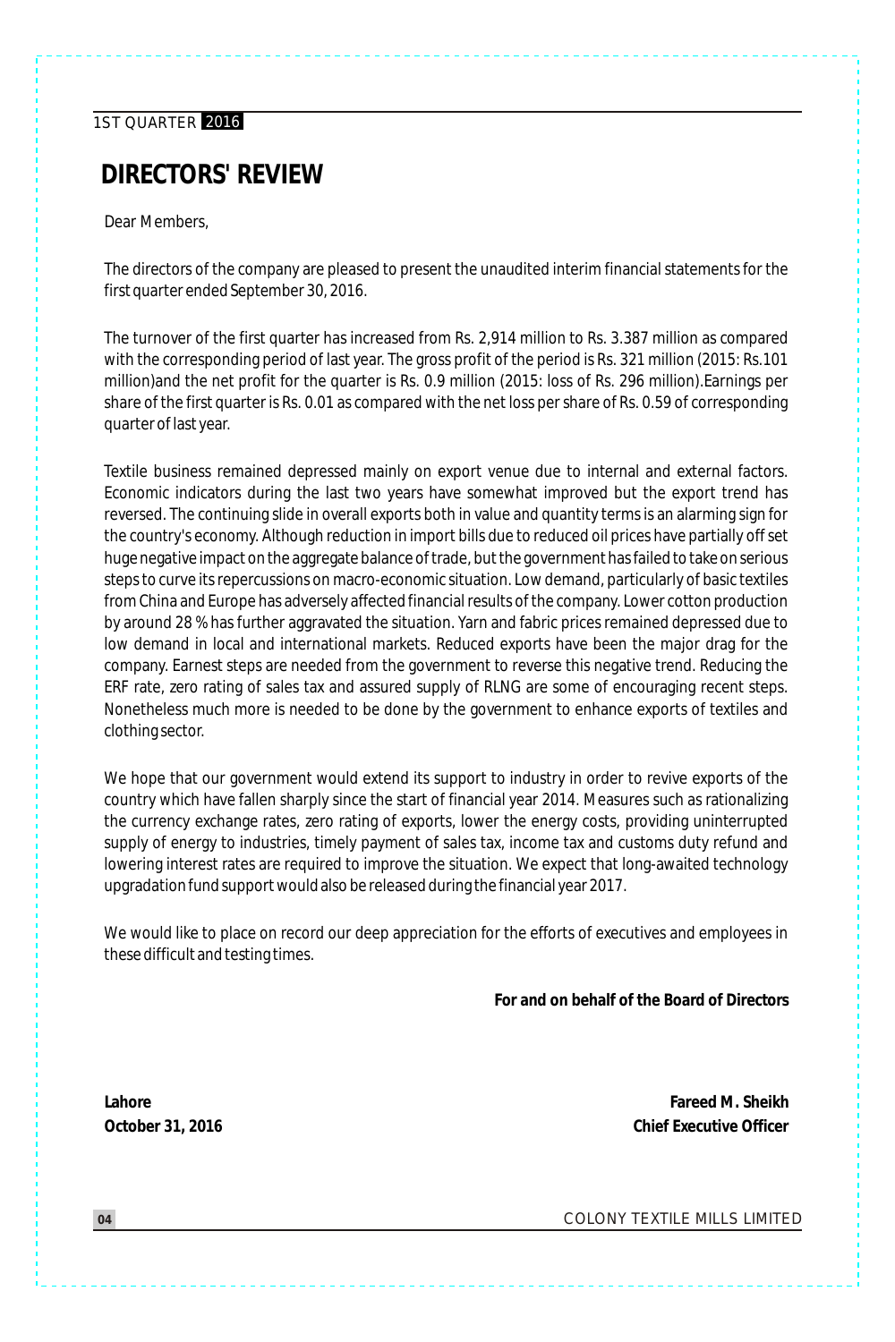# DIRECTORS' REVIEW

Dear Members,

The directors of the company are pleased to present the unaudited interim financial statements for the first quarter ended September 30, 2016.

The turnover of the first quarter has increased from Rs. 2,914 million to Rs. 3.387 million as compared with the corresponding period of last year. The gross profit of the period is Rs. 321 million (2015: Rs.101 million)and the net profit for the quarter is Rs. 0.9 million (2015: loss of Rs. 296 million).Earnings per share of the first quarter is Rs. 0.01 as compared with the net loss per share of Rs. 0.59 of corresponding quarter of last year.

Textile business remained depressed mainly on export venue due to internal and external factors. Economic indicators during the last two years have somewhat improved but the export trend has reversed. The continuing slide in overall exports both in value and quantity terms is an alarming sign for the country's economy. Although reduction in import bills due to reduced oil prices have partially off set huge negative impact on the aggregate balance of trade, but the government has failed to take on serious steps to curve its repercussions on macro-economic situation. Low demand, particularly of basic textiles from China and Europe has adversely affected financial results of the company. Lower cotton production by around 28 % has further aggravated the situation. Yarn and fabric prices remained depressed due to low demand in local and international markets. Reduced exports have been the major drag for the company. Earnest steps are needed from the government to reverse this negative trend. Reducing the ERF rate, zero rating of sales tax and assured supply of RLNG are some of encouraging recent steps. Nonetheless much more is needed to be done by the government to enhance exports of textiles and clothing sector.

We hope that our government would extend its support to industry in order to revive exports of the country which have fallen sharply since the start of financial year 2014. Measures such as rationalizing the currency exchange rates, zero rating of exports, lower the energy costs, providing uninterrupted supply of energy to industries, timely payment of sales tax, income tax and customs duty refund and lowering interest rates are required to improve the situation. We expect that long-awaited technology upgradation fund support would also be released during the financial year 2017.

We would like to place on record our deep appreciation for the efforts of executives and employees in these difficult and testing times.

**For and on behalf of the Board of Directors**

**Lahore**
**October 31, 2016**

**Fareed M. Sheikh**
**Chief Executive Officer**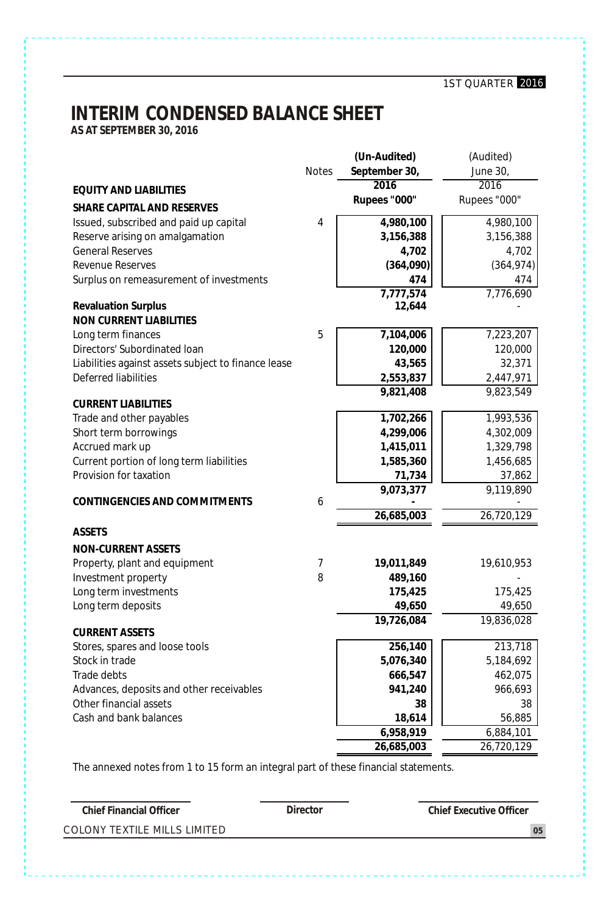# INTERIM CONDENSED BALANCE SHEET

**AS AT SEPTEMBER 30, 2016**

| | Notes | (Un-Audited) September 30, 2016 Rupees "000" | (Audited) June 30, 2016 Rupees "000" |
|---|---|---|---|
| **EQUITY AND LIABILITIES** | | | |
| **SHARE CAPITAL AND RESERVES** | | | |
| Issued, subscribed and paid up capital | 4 | **4,980,100** | 4,980,100 |
| Reserve arising on amalgamation | | **3,156,388** | 3,156,388 |
| General Reserves | | **4,702** | 4,702 |
| Revenue Reserves | | **(364,090)** | (364,974) |
| Surplus on remeasurement of investments | | **474** | 474 |
| | | **7,777,574** | 7,776,690 |
| **Revaluation Surplus** | | **12,644** | - |
| **NON CURRENT LIABILITIES** | | | |
| Long term finances | 5 | **7,104,006** | 7,223,207 |
| Directors' Subordinated loan | | **120,000** | 120,000 |
| Liabilities against assets subject to finance lease | | **43,565** | 32,371 |
| Deferred liabilities | | **2,553,837** | 2,447,971 |
| | | **9,821,408** | 9,823,549 |
| **CURRENT LIABILITIES** | | | |
| Trade and other payables | | **1,702,266** | 1,993,536 |
| Short term borrowings | | **4,299,006** | 4,302,009 |
| Accrued mark up | | **1,415,011** | 1,329,798 |
| Current portion of long term liabilities | | **1,585,360** | 1,456,685 |
| Provision for taxation | | **71,734** | 37,862 |
| | | **9,073,377** | 9,119,890 |
| **CONTINGENCIES AND COMMITMENTS** | 6 | **-** | - |
| | | **26,685,003** | 26,720,129 |
| **ASSETS** | | | |
| **NON-CURRENT ASSETS** | | | |
| Property, plant and equipment | 7 | **19,011,849** | 19,610,953 |
| Investment property | 8 | **489,160** | - |
| Long term investments | | **175,425** | 175,425 |
| Long term deposits | | **49,650** | 49,650 |
| | | **19,726,084** | 19,836,028 |
| **CURRENT ASSETS** | | | |
| Stores, spares and loose tools | | **256,140** | 213,718 |
| Stock in trade | | **5,076,340** | 5,184,692 |
| Trade debts | | **666,547** | 462,075 |
| Advances, deposits and other receivables | | **941,240** | 966,693 |
| Other financial assets | | **38** | 38 |
| Cash and bank balances | | **18,614** | 56,885 |
| | | **6,958,919** | 6,884,101 |
| | | **26,685,003** | 26,720,129 |

The annexed notes from 1 to 15 form an integral part of these financial statements.

**Chief Financial Officer** | **Director** | **Chief Executive Officer**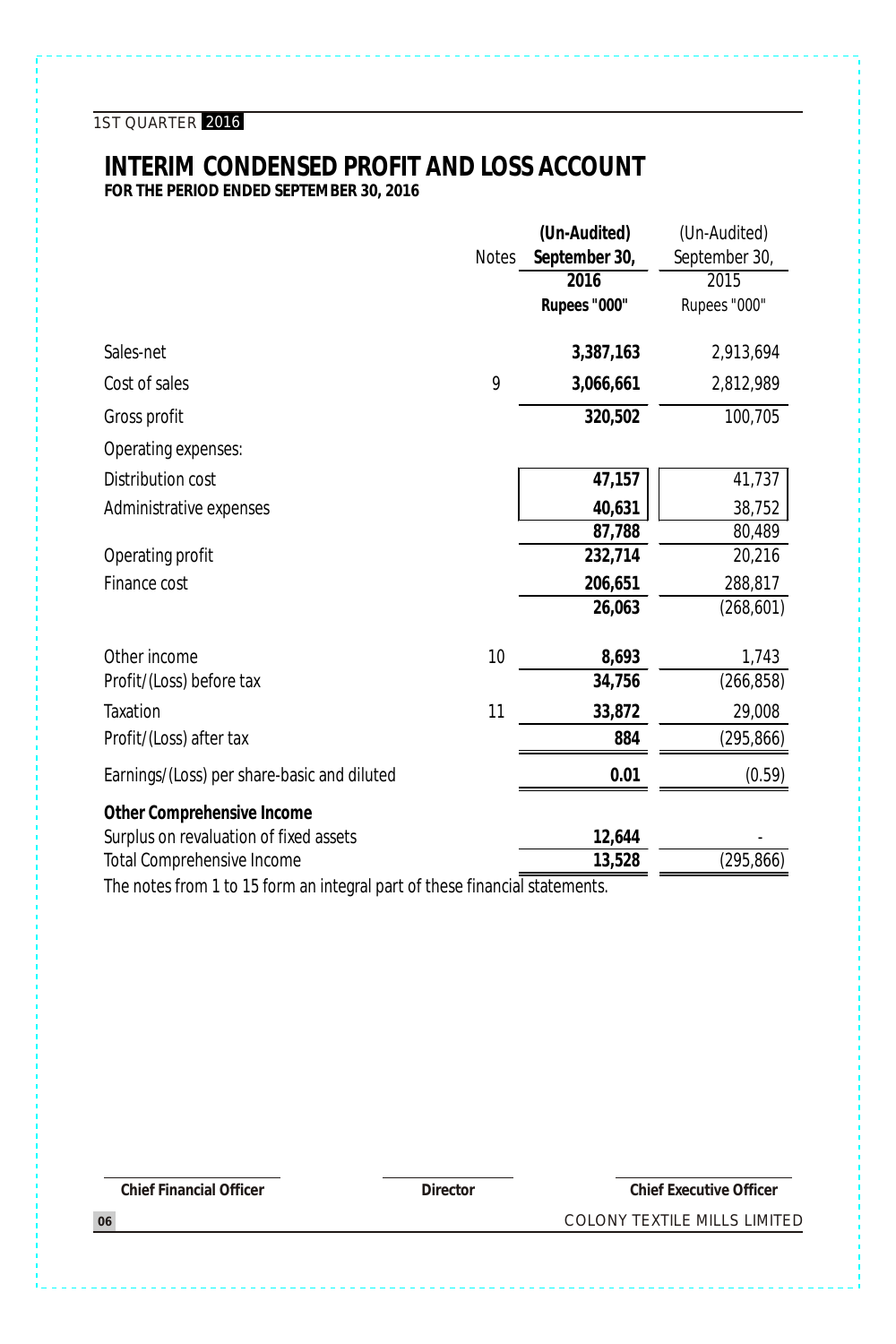# INTERIM CONDENSED PROFIT AND LOSS ACCOUNT

**FOR THE PERIOD ENDED SEPTEMBER 30, 2016**

| | Notes | **(Un-Audited) September 30, 2016 Rupees "000"** | (Un-Audited) September 30, 2015 Rupees "000" |
|---|---|---|---|
| Sales-net | | **3,387,163** | 2,913,694 |
| Cost of sales | 9 | **3,066,661** | 2,812,989 |
| Gross profit | | **320,502** | 100,705 |
| Operating expenses: | | | |
| Distribution cost | | **47,157** | 41,737 |
| Administrative expenses | | **40,631** | 38,752 |
| | | **87,788** | 80,489 |
| Operating profit | | **232,714** | 20,216 |
| Finance cost | | **206,651** | 288,817 |
| | | **26,063** | (268,601) |
| Other income | 10 | **8,693** | 1,743 |
| Profit/(Loss) before tax | | **34,756** | (266,858) |
| Taxation | 11 | **33,872** | 29,008 |
| Profit/(Loss) after tax | | **884** | (295,866) |
| Earnings/(Loss) per share-basic and diluted | | **0.01** | (0.59) |
| **Other Comprehensive Income** | | | |
| Surplus on revaluation of fixed assets | | **12,644** | - |
| Total Comprehensive Income | | **13,528** | (295,866) |

The notes from 1 to 15 form an integral part of these financial statements.

**Chief Financial Officer** | **Director** | **Chief Executive Officer**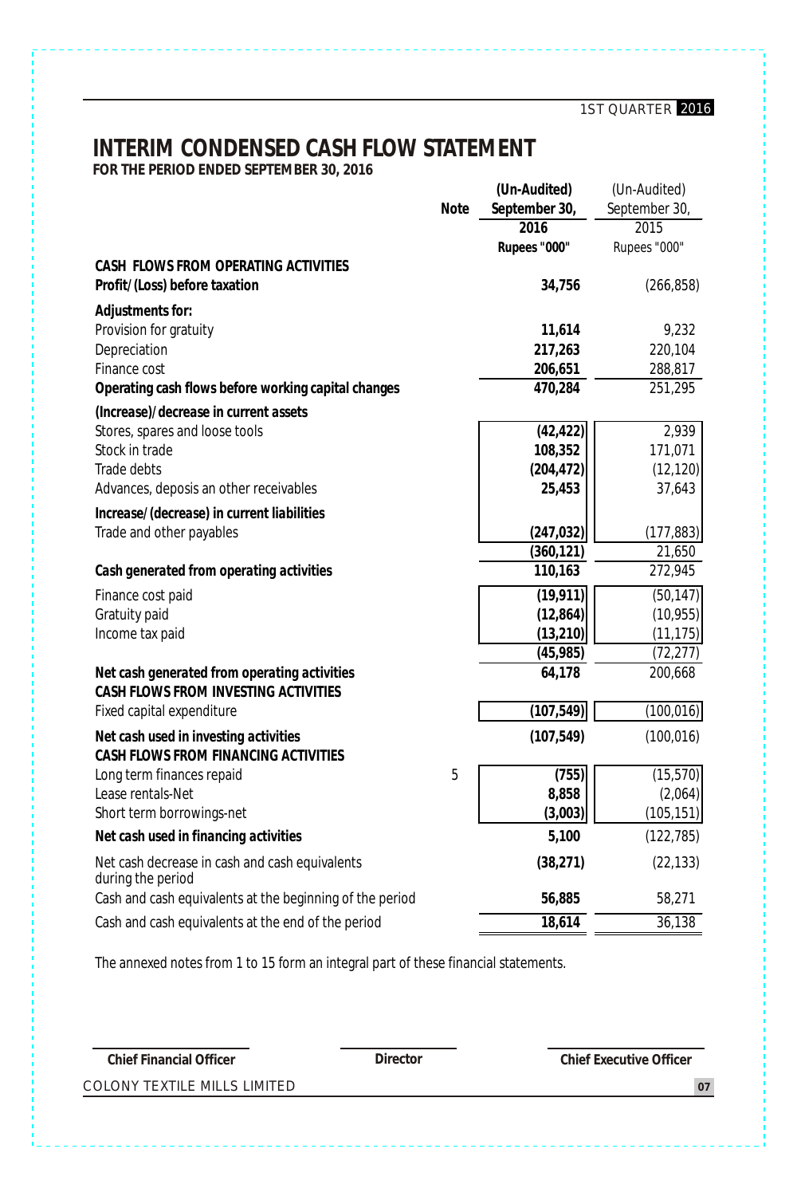# INTERIM CONDENSED CASH FLOW STATEMENT

**FOR THE PERIOD ENDED SEPTEMBER 30, 2016**

| | Note | (Un-Audited) September 30, 2016 | (Un-Audited) September 30, 2015 |
|---|---|---|---|
| | | Rupees "000" | Rupees "000" |
| **CASH FLOWS FROM OPERATING ACTIVITIES** | | | |
| **Profit/(Loss) before taxation** | | **34,756** | (266,858) |
| **Adjustments for:** | | | |
| Provision for gratuity | | **11,614** | 9,232 |
| Depreciation | | **217,263** | 220,104 |
| Finance cost | | **206,651** | 288,817 |
| **Operating cash flows before working capital changes** | | **470,284** | 251,295 |
| **(Increase)/decrease in current assets** | | | |
| Stores, spares and loose tools | | **(42,422)** | 2,939 |
| Stock in trade | | **108,352** | 171,071 |
| Trade debts | | **(204,472)** | (12,120) |
| Advances, deposis an other receivables | | **25,453** | 37,643 |
| **Increase/(decrease) in current liabilities** | | | |
| Trade and other payables | | **(247,032)** | (177,883) |
| | | **(360,121)** | 21,650 |
| **Cash generated from operating activities** | | **110,163** | 272,945 |
| Finance cost paid | | **(19,911)** | (50,147) |
| Gratuity paid | | **(12,864)** | (10,955) |
| Income tax paid | | **(13,210)** | (11,175) |
| | | **(45,985)** | (72,277) |
| **Net cash generated from operating activities** | | **64,178** | 200,668 |
| **CASH FLOWS FROM INVESTING ACTIVITIES** | | | |
| Fixed capital expenditure | | **(107,549)** | (100,016) |
| **Net cash used in investing activities** | | **(107,549)** | (100,016) |
| **CASH FLOWS FROM FINANCING ACTIVITIES** | | | |
| Long term finances repaid | 5 | **(755)** | (15,570) |
| Lease rentals-Net | | **8,858** | (2,064) |
| Short term borrowings-net | | **(3,003)** | (105,151) |
| **Net cash used in financing activities** | | **5,100** | (122,785) |
| Net cash decrease in cash and cash equivalents during the period | | **(38,271)** | (22,133) |
| Cash and cash equivalents at the beginning of the period | | **56,885** | 58,271 |
| Cash and cash equivalents at the end of the period | | **18,614** | 36,138 |

The annexed notes from 1 to 15 form an integral part of these financial statements.

**Chief Financial Officer** &nbsp;&nbsp;&nbsp; **Director** &nbsp;&nbsp;&nbsp; **Chief Executive Officer**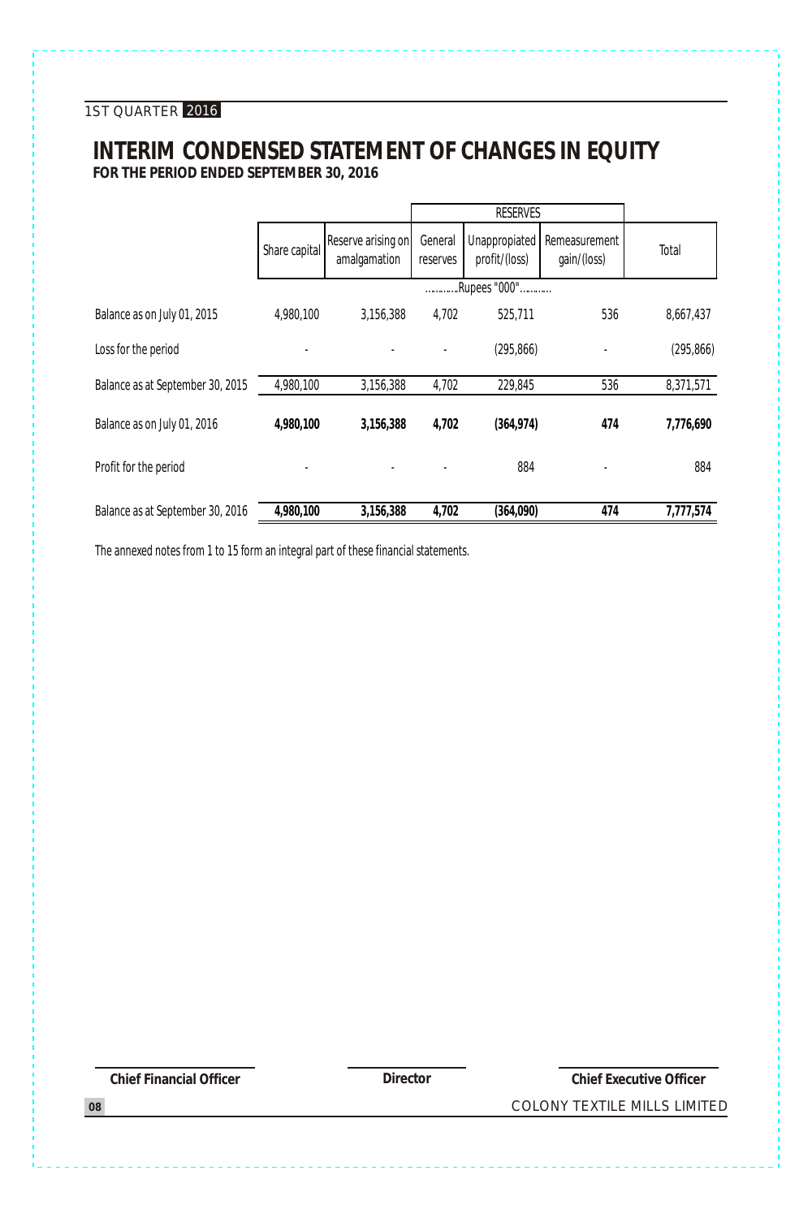# INTERIM CONDENSED STATEMENT OF CHANGES IN EQUITY

**FOR THE PERIOD ENDED SEPTEMBER 30, 2016**

| | Share capital | Reserve arising on amalgamation | RESERVES | | | Total |
|---|---|---|---|---|---|---|
| | | | General reserves | Unappropriated profit/(loss) | Remeasurement gain/(loss) | |
| | ............Rupees "000"............ | | | | | |
| Balance as on July 01, 2015 | 4,980,100 | 3,156,388 | 4,702 | 525,711 | 536 | 8,667,437 |
| Loss for the period | - | - | - | (295,866) | - | (295,866) |
| Balance as at September 30, 2015 | 4,980,100 | 3,156,388 | 4,702 | 229,845 | 536 | 8,371,571 |
| **Balance as on July 01, 2016** | **4,980,100** | **3,156,388** | **4,702** | **(364,974)** | **474** | **7,776,690** |
| Profit for the period | - | - | - | 884 | - | 884 |
| Balance as at September 30, 2016 | **4,980,100** | **3,156,388** | **4,702** | **(364,090)** | **474** | **7,777,574** |

The annexed notes from 1 to 15 form an integral part of these financial statements.

**Chief Financial Officer** **Director** **Chief Executive Officer**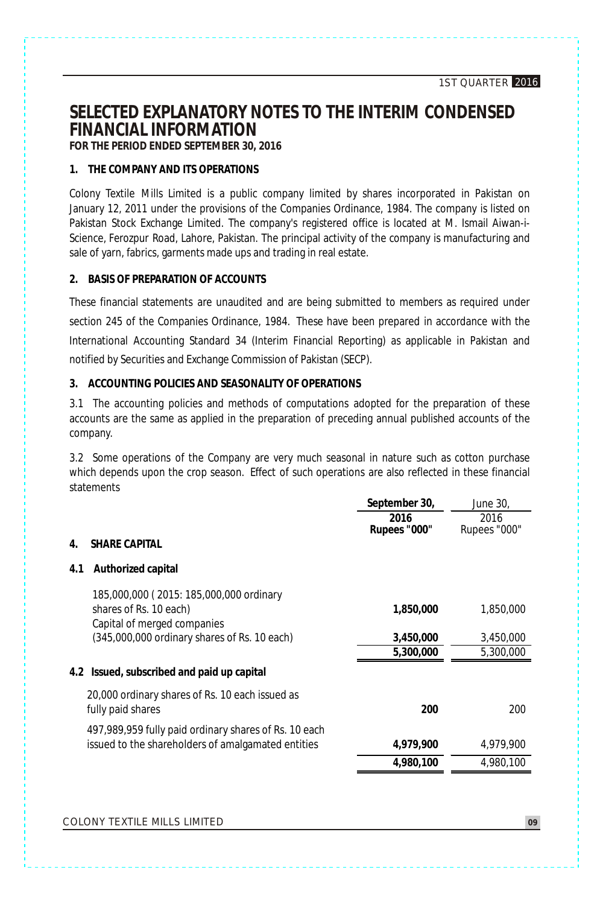# SELECTED EXPLANATORY NOTES TO THE INTERIM CONDENSED FINANCIAL INFORMATION

**FOR THE PERIOD ENDED SEPTEMBER 30, 2016**

## 1. THE COMPANY AND ITS OPERATIONS

Colony Textile Mills Limited is a public company limited by shares incorporated in Pakistan on January 12, 2011 under the provisions of the Companies Ordinance, 1984. The company is listed on Pakistan Stock Exchange Limited. The company's registered office is located at M. Ismail Aiwan-i-Science, Ferozpur Road, Lahore, Pakistan. The principal activity of the company is manufacturing and sale of yarn, fabrics, garments made ups and trading in real estate.

## 2. BASIS OF PREPARATION OF ACCOUNTS

These financial statements are unaudited and are being submitted to members as required under section 245 of the Companies Ordinance, 1984. These have been prepared in accordance with the International Accounting Standard 34 (Interim Financial Reporting) as applicable in Pakistan and notified by Securities and Exchange Commission of Pakistan (SECP).

## 3. ACCOUNTING POLICIES AND SEASONALITY OF OPERATIONS

3.1 The accounting policies and methods of computations adopted for the preparation of these accounts are the same as applied in the preparation of preceding annual published accounts of the company.

3.2 Some operations of the Company are very much seasonal in nature such as cotton purchase which depends upon the crop season. Effect of such operations are also reflected in these financial statements

| | **September 30, 2016 Rupees "000"** | June 30, 2016 Rupees "000" |
|---|---|---|
| **4. SHARE CAPITAL** | | |
| **4.1 Authorized capital** | | |
| 185,000,000 ( 2015: 185,000,000 ordinary shares of Rs. 10 each) | **1,850,000** | 1,850,000 |
| Capital of merged companies (345,000,000 ordinary shares of Rs. 10 each) | **3,450,000** | 3,450,000 |
| | **5,300,000** | 5,300,000 |
| **4.2 Issued, subscribed and paid up capital** | | |
| 20,000 ordinary shares of Rs. 10 each issued as fully paid shares | **200** | 200 |
| 497,989,959 fully paid ordinary shares of Rs. 10 each issued to the shareholders of amalgamated entities | **4,979,900** | 4,979,900 |
| | **4,980,100** | 4,980,100 |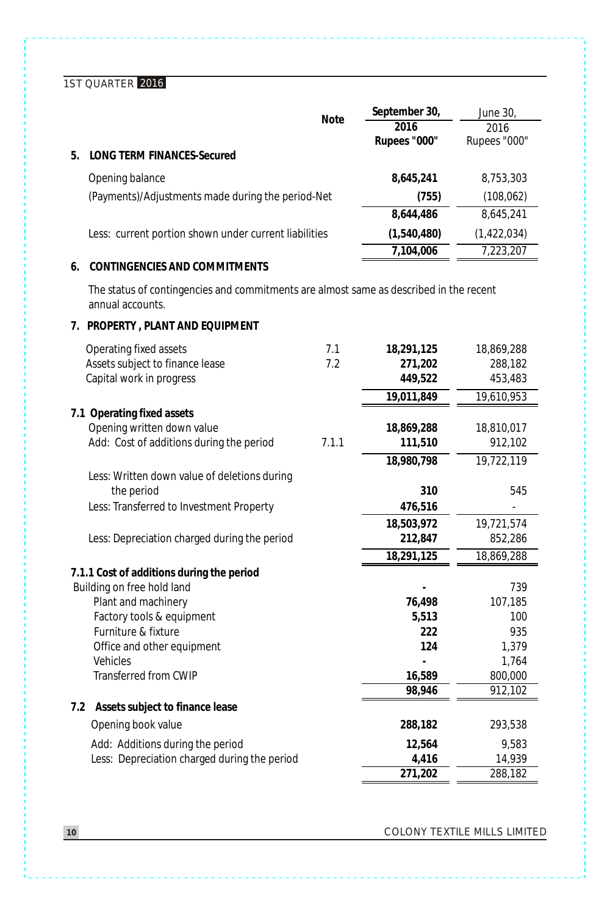| | Note | September 30, 2016 Rupees "000" | June 30, 2016 Rupees "000" |
|---|---|---|---|
| **5. LONG TERM FINANCES-Secured** | | | |
| Opening balance | | **8,645,241** | 8,753,303 |
| (Payments)/Adjustments made during the period-Net | | **(755)** | (108,062) |
| | | **8,644,486** | 8,645,241 |
| Less: current portion shown under current liabilities | | **(1,540,480)** | (1,422,034) |
| | | **7,104,006** | 7,223,207 |

**6. CONTINGENCIES AND COMMITMENTS**

The status of contingencies and commitments are almost same as described in the recent annual accounts.

| | Note | September 30, 2016 Rupees "000" | June 30, 2016 Rupees "000" |
|---|---|---|---|
| **7. PROPERTY , PLANT AND EQUIPMENT** | | | |
| Operating fixed assets | 7.1 | **18,291,125** | 18,869,288 |
| Assets subject to finance lease | 7.2 | **271,202** | 288,182 |
| Capital work in progress | | **449,522** | 453,483 |
| | | **19,011,849** | 19,610,953 |
| **7.1 Operating fixed assets** | | | |
| Opening written down value | | **18,869,288** | 18,810,017 |
| Add: Cost of additions during the period | 7.1.1 | **111,510** | 912,102 |
| | | **18,980,798** | 19,722,119 |
| Less: Written down value of deletions during the period | | **310** | 545 |
| Less: Transferred to Investment Property | | **476,516** | - |
| | | **18,503,972** | 19,721,574 |
| Less: Depreciation charged during the period | | **212,847** | 852,286 |
| | | **18,291,125** | 18,869,288 |
| **7.1.1 Cost of additions during the period** | | | |
| Building on free hold land | | **-** | 739 |
| Plant and machinery | | **76,498** | 107,185 |
| Factory tools & equipment | | **5,513** | 100 |
| Furniture & fixture | | **222** | 935 |
| Office and other equipment | | **124** | 1,379 |
| Vehicles | | **-** | 1,764 |
| Transferred from CWIP | | **16,589** | 800,000 |
| | | **98,946** | 912,102 |
| **7.2 Assets subject to finance lease** | | | |
| Opening book value | | **288,182** | 293,538 |
| Add: Additions during the period | | **12,564** | 9,583 |
| Less: Depreciation charged during the period | | **4,416** | 14,939 |
| | | **271,202** | 288,182 |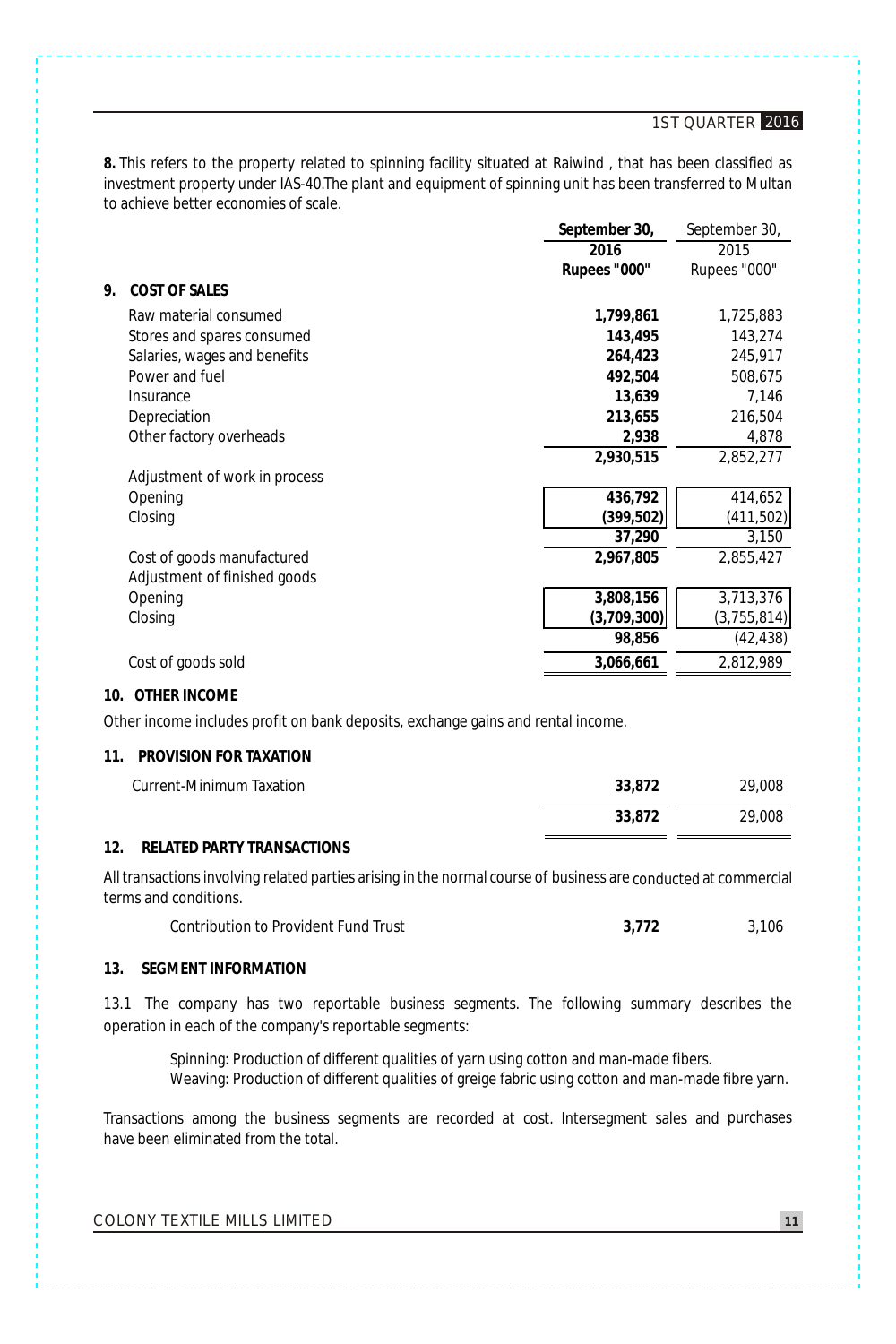**8.** This refers to the property related to spinning facility situated at Raiwind , that has been classified as investment property under IAS-40.The plant and equipment of spinning unit has been transferred to Multan to achieve better economies of scale.

| | **September 30, 2016 Rupees "000"** | September 30, 2015 Rupees "000" |
|---|---|---|
| **9. COST OF SALES** | | |
| Raw material consumed | **1,799,861** | 1,725,883 |
| Stores and spares consumed | **143,495** | 143,274 |
| Salaries, wages and benefits | **264,423** | 245,917 |
| Power and fuel | **492,504** | 508,675 |
| Insurance | **13,639** | 7,146 |
| Depreciation | **213,655** | 216,504 |
| Other factory overheads | **2,938** | 4,878 |
| | **2,930,515** | 2,852,277 |
| Adjustment of work in process | | |
| Opening | **436,792** | 414,652 |
| Closing | **(399,502)** | (411,502) |
| | **37,290** | 3,150 |
| Cost of goods manufactured | **2,967,805** | 2,855,427 |
| Adjustment of finished goods | | |
| Opening | **3,808,156** | 3,713,376 |
| Closing | **(3,709,300)** | (3,755,814) |
| | **98,856** | (42,438) |
| Cost of goods sold | **3,066,661** | 2,812,989 |

**10. OTHER INCOME**

Other income includes profit on bank deposits, exchange gains and rental income.

**11. PROVISION FOR TAXATION**

| | | |
|---|---|---|
| Current-Minimum Taxation | **33,872** | 29,008 |
| | **33,872** | 29,008 |

**12. RELATED PARTY TRANSACTIONS**

All transactions involving related parties arising in the normal course of business are conducted at commercial terms and conditions.

| | | |
|---|---|---|
| Contribution to Provident Fund Trust | **3,772** | 3,106 |

**13. SEGMENT INFORMATION**

13.1 The company has two reportable business segments. The following summary describes the operation in each of the company's reportable segments:

Spinning: Production of different qualities of yarn using cotton and man-made fibers.
Weaving: Production of different qualities of greige fabric using cotton and man-made fibre yarn.

Transactions among the business segments are recorded at cost. Intersegment sales and purchases have been eliminated from the total.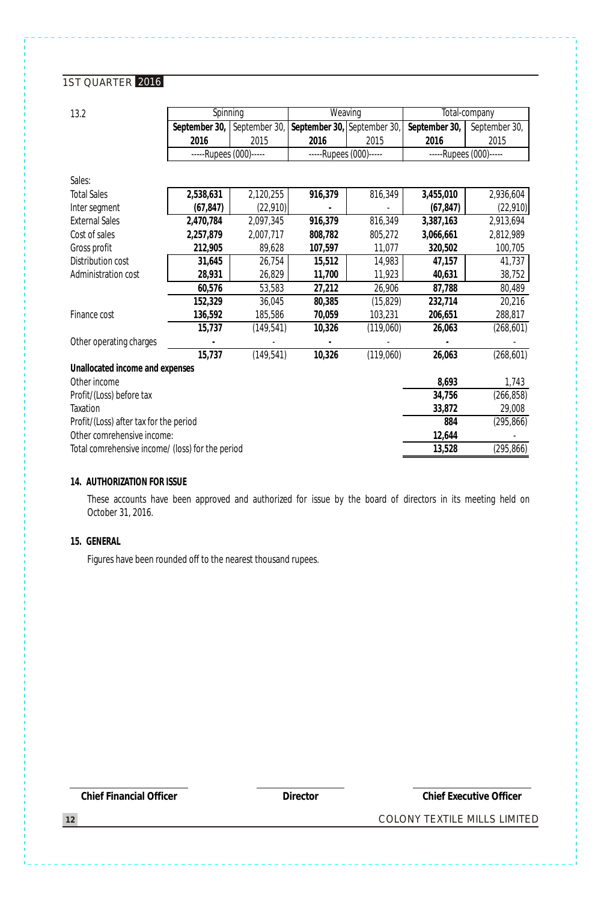13.2

| | Spinning | | Weaving | | Total-company | |
|---|---|---|---|---|---|---|
| | **September 30, 2016** | September 30, 2015 | **September 30, 2016** | September 30, 2015 | **September 30, 2016** | September 30, 2015 |
| | -----Rupees (000)----- | | -----Rupees (000)----- | | -----Rupees (000)----- | |
| Sales: | | | | | | |
| Total Sales | **2,538,631** | 2,120,255 | **916,379** | 816,349 | **3,455,010** | 2,936,604 |
| Inter segment | **(67,847)** | (22,910) | **-** | - | **(67,847)** | (22,910) |
| External Sales | **2,470,784** | 2,097,345 | **916,379** | 816,349 | **3,387,163** | 2,913,694 |
| Cost of sales | **2,257,879** | 2,007,717 | **808,782** | 805,272 | **3,066,661** | 2,812,989 |
| Gross profit | **212,905** | 89,628 | **107,597** | 11,077 | **320,502** | 100,705 |
| Distribution cost | **31,645** | 26,754 | **15,512** | 14,983 | **47,157** | 41,737 |
| Administration cost | **28,931** | 26,829 | **11,700** | 11,923 | **40,631** | 38,752 |
| | **60,576** | 53,583 | **27,212** | 26,906 | **87,788** | 80,489 |
| | **152,329** | 36,045 | **80,385** | (15,829) | **232,714** | 20,216 |
| Finance cost | **136,592** | 185,586 | **70,059** | 103,231 | **206,651** | 288,817 |
| | **15,737** | (149,541) | **10,326** | (119,060) | **26,063** | (268,601) |
| Other operating charges | **-** | - | **-** | - | **-** | - |
| | **15,737** | (149,541) | **10,326** | (119,060) | **26,063** | (268,601) |
| **Unallocated income and expenses** | | | | | | |
| Other income | | | | | **8,693** | 1,743 |
| Profit/(Loss) before tax | | | | | **34,756** | (266,858) |
| Taxation | | | | | **33,872** | 29,008 |
| Profit/(Loss) after tax for the period | | | | | **884** | (295,866) |
| Other comrehensive income: | | | | | **12,644** | - |
| Total comrehensive income/ (loss) for the period | | | | | **13,528** | (295,866) |

## 14. AUTHORIZATION FOR ISSUE

These accounts have been approved and authorized for issue by the board of directors in its meeting held on October 31, 2016.

## 15. GENERAL

Figures have been rounded off to the nearest thousand rupees.

**Chief Financial Officer** | **Director** | **Chief Executive Officer**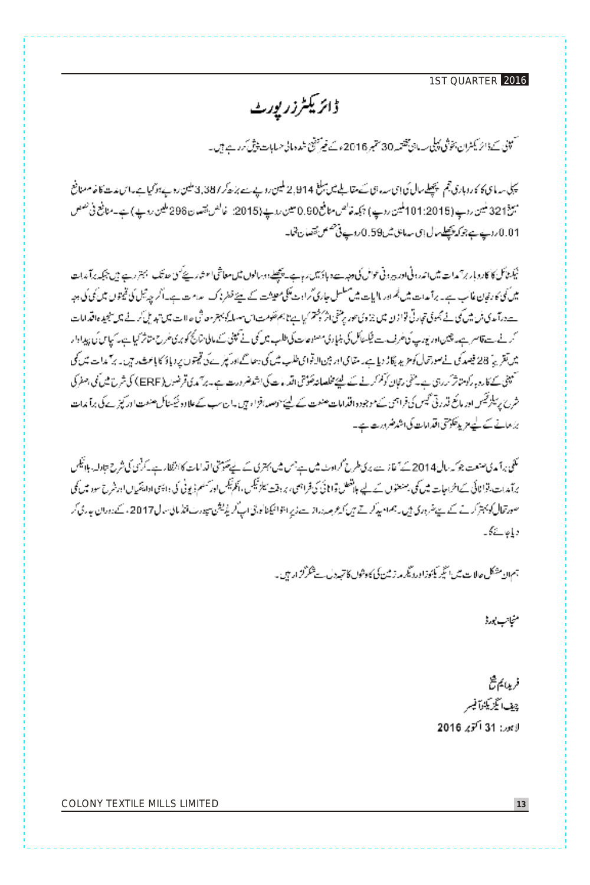# ڈائریکٹرز رپورٹ

کمپنی کے ڈائریکٹران بخوشی پہلی سہ ماہی مختتمہ 30 ستمبر 2016ء کے غیر تنقیح شدہ مالی حسابات پیش کر رہے ہیں۔

پہلی سہ ماہی کا کاروباری حجم پچھلے سال کی اسی سہ ماہی کے مقابلے میں مبلغ 2,914 ملین روپے سے بڑھ کر 3,387 ملین روپے ہو گیا ہے۔ اس مدت کا خام منافع مبلغ 321 ملین روپے (2015: 101 ملین روپے) جبکہ خالص منافع 0.90 ملین روپے (2015: خالص نقصان 296 ملین روپے) ہے۔ منافع فی حصص 0.01 روپے ہے جو کہ پچھلے سال اسی سہ ماہی میں 0.59 روپے فی حصص نقصان تھا۔

ٹیکسٹائل کا کاروبار برآمدات میں اندرونی اور بیرونی عوامل کی وجہ سے دباؤ میں رہا ہے۔ پچھلے دو سالوں میں معاشی اشاریے کسی حد تک بہتر رہے ہیں جبکہ برآمدات میں کمی کا رجحان غالب ہے۔ برآمدات میں کمی اور مالیات میں مسلسل جاری گراوٹ ملکی معیشت کے لیے خطرے کی علامت ہے۔ اگر چہ تیل کی قیمتوں میں کمی کی وجہ سے درآمدی بل میں کمی نے مجموعی تجارتی توازن میں جزوی طور پر منفی اثر کو ختم کیا ہے تاہم حکومت اس مسئلہ کو بہتر صورتحال میں تبدیل کرنے میں سنجیدہ اقدامات کرنے سے قاصر ہے۔ چین اور یورپ کی طرف سے ٹیکسٹائل کی بنیادی مصنوعات کی طلب میں کمی نے کمپنی کے مالی نتائج کو بری طرح متاثر کیا ہے۔ کپاس کی پیداوار میں تقریباً 28 فیصد کمی نے صورتحال کو مزید بگاڑ دیا ہے۔ مقامی اور بین الاقوامی طلب میں کمی بھاگے اور کپڑے کی قیمتوں پر دباؤ کا باعث رہی ہے۔ برآمدات میں کمی کمپنی کے کاروبار کو متاثر کر رہی ہے۔ منفی رجحان کو کم کرنے کے لیے مخلصانہ حکومتی اقدامات کی اشد ضرورت ہے۔ برآمدی قرضوں (ERF) کی شرح میں کمی، صفر کی شرح پر سیلز ٹیکس اور مائع قدرتی گیس کی فراہمی کے موجودہ اقدامات صنعت کے لیے حوصلہ افزا ہیں۔ ان سب کے علاوہ ٹیکسٹائل صنعت اور کپڑے کی برآمدات بڑھانے کے لیے مزید حکومتی اقدامات کی اشد ضرورت ہے۔

ملکی برآمدی صنعت جو کہ سال 2014 کے آغاز سے بری طرح گراوٹ میں ہے جس میں بہتری کے لیے حکومتی اقدامات کا انتظار ہے۔ کرنسی کی شرح تبادلہ، بالخصوص برآمدات، توانائی کے اخراجات میں کمی، صنعتوں کے لیے بلاتعطل توانائی کی فراہمی، بروقت سیلز ٹیکس، انکم ٹیکس اور کسٹم ڈیوٹی کی واپسی ادائیگیاں اور شرح سود میں کمی صورتحال کو بہتر کرنے کے لیے ضروری ہیں۔ ہم امید کرتے ہیں کہ عرصہ دراز سے زیر التوا ٹیکنالوجی اپ گریڈیشن سپورٹ فنڈ مالی سال 2017ء کے دوران جاری کر دیا جائے گا۔

ہم ان مشکل حالات میں ایگزیکٹوز اور دیگر ملازمین کی کاوشوں کا تہہ دل سے شکر گزار ہیں۔

منجانب بورڈ

فرید مغیث شیخ
چیف ایگزیکٹو آفیسر
لاہور: 31 اکتوبر 2016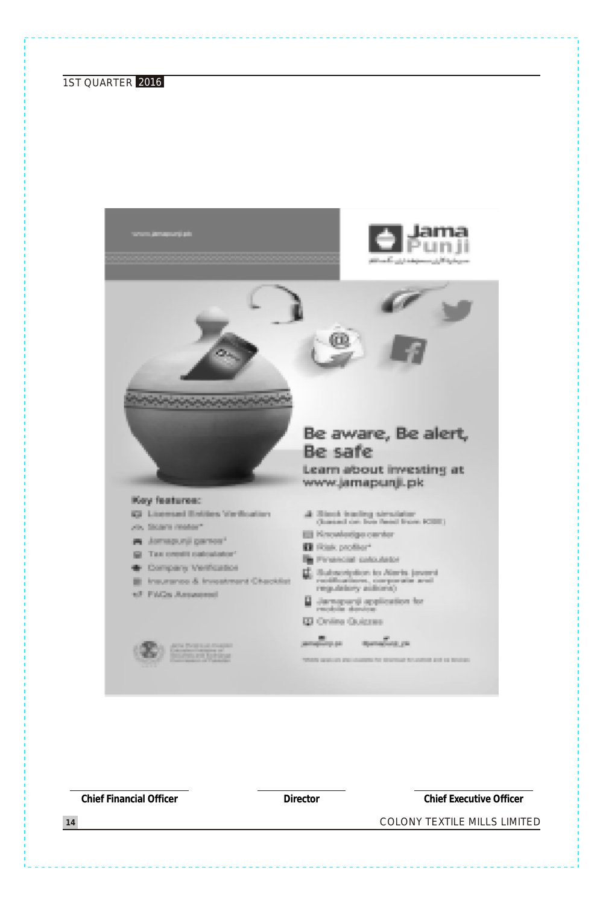www.jamapunji.pk

**Jama Punji**

## Be aware, Be alert, Be safe

### Learn about investing at www.jamapunji.pk

**Key features:**

- Licensed Entities Verification
- Scam meter*
- Jamapunji games*
- Tax credit calculator*
- Company Verification
- Insurance & Investment Checklist
- FAQs Answered

- Stock trading simulator (based on live feed from KSE)
- Knowledge center
- Risk profiler*
- Financial calculator
- Subscription to Alerts (event notifications, corporate and regulatory actions)
- Jamapunji application for mobile device
- Online Quizzes

jamapunji.pk @jamapunji_pk

Jama Punji is an Investor Education Initiative of Securities and Exchange Commission of Pakistan

*Mobile apps are also available for download for android and ios devices

| Chief Financial Officer | Director | Chief Executive Officer |
| --- | --- | --- |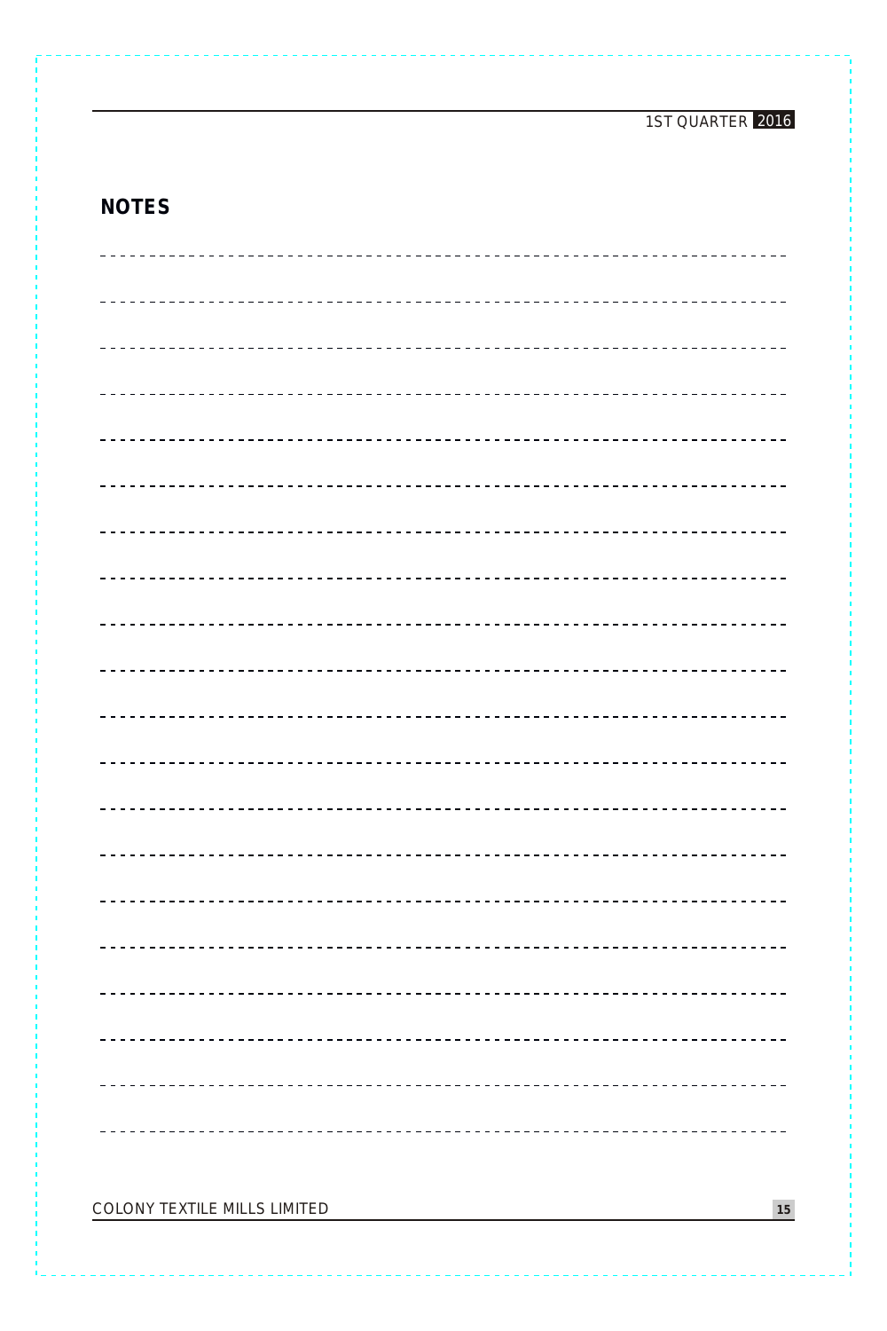## NOTES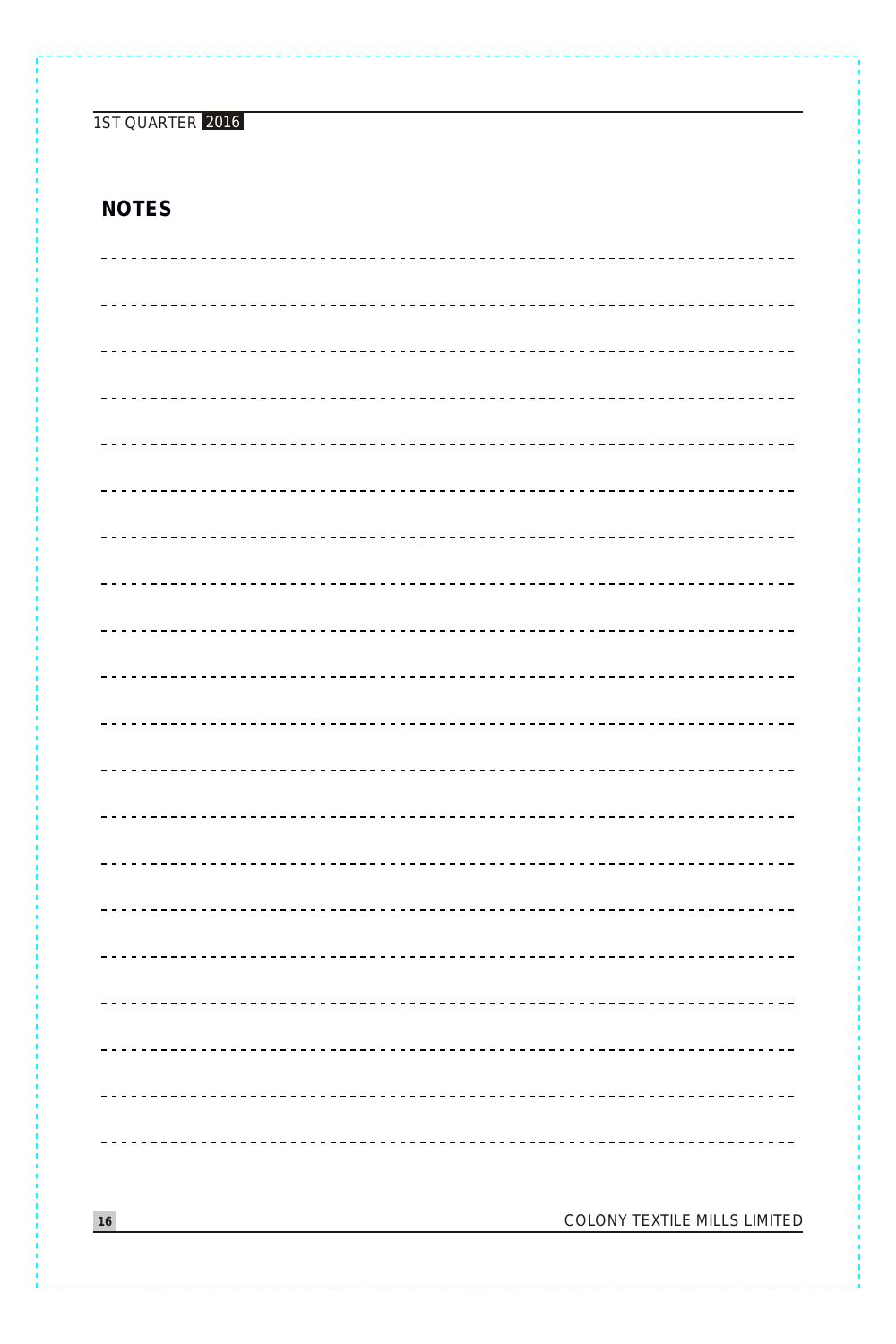## NOTES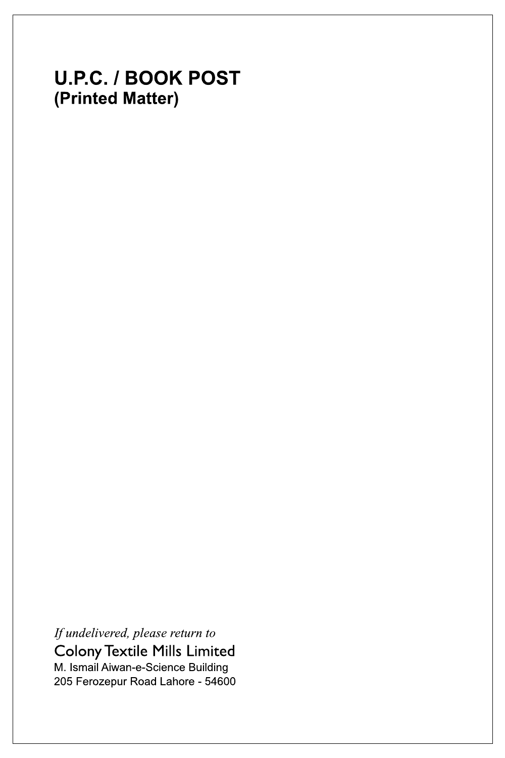# U.P.C. / BOOK POST

**(Printed Matter)**

*If undelivered, please return to*

Colony Textile Mills Limited

M. Ismail Aiwan-e-Science Building

205 Ferozepur Road Lahore - 54600